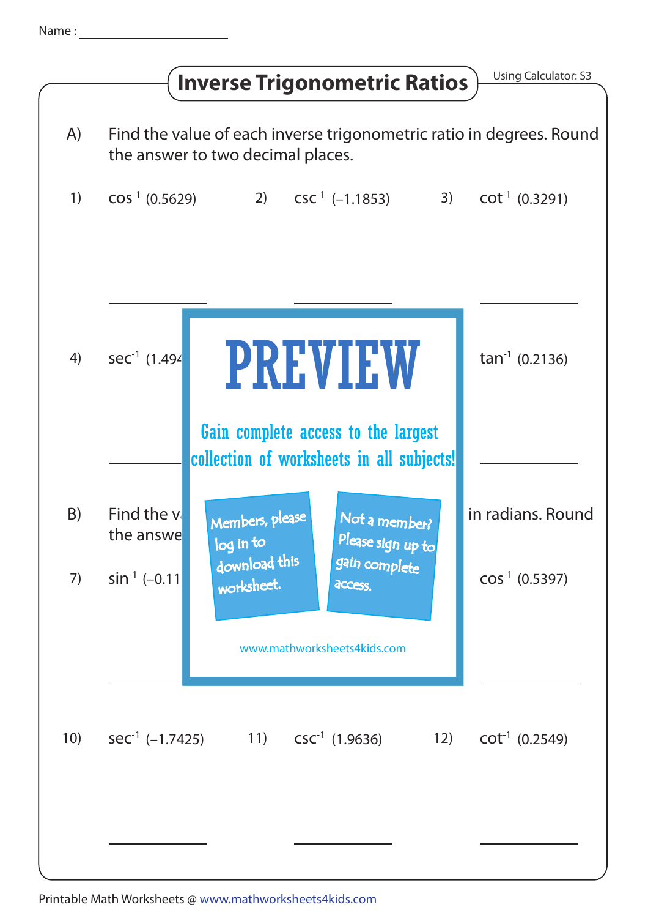Name : ____________________

# Inverse Trigonometric Ratios

Using Calculator: S3

A) Find the value of each inverse trigonometric ratio in degrees. Round the answer to two decimal places.

1) $\cos^{-1}(0.5629)$

2) $\csc^{-1}(-1.1853)$

3) $\cot^{-1}(0.3291)$

4) $\sec^{-1}(1.494$

$\tan^{-1}(0.2136)$

# PREVIEW

Gain complete access to the largest collection of worksheets in all subjects!

Members, please log in to download this worksheet.

Not a member? Please sign up to gain complete access.

www.mathworksheets4kids.com

B) Find the v… in radians. Round the answe…

7) $\sin^{-1}(-0.11$

$\cos^{-1}(0.5397)$

10) $\sec^{-1}(-1.7425)$

11) $\csc^{-1}(1.9636)$

12) $\cot^{-1}(0.2549)$

Printable Math Worksheets @ www.mathworksheets4kids.com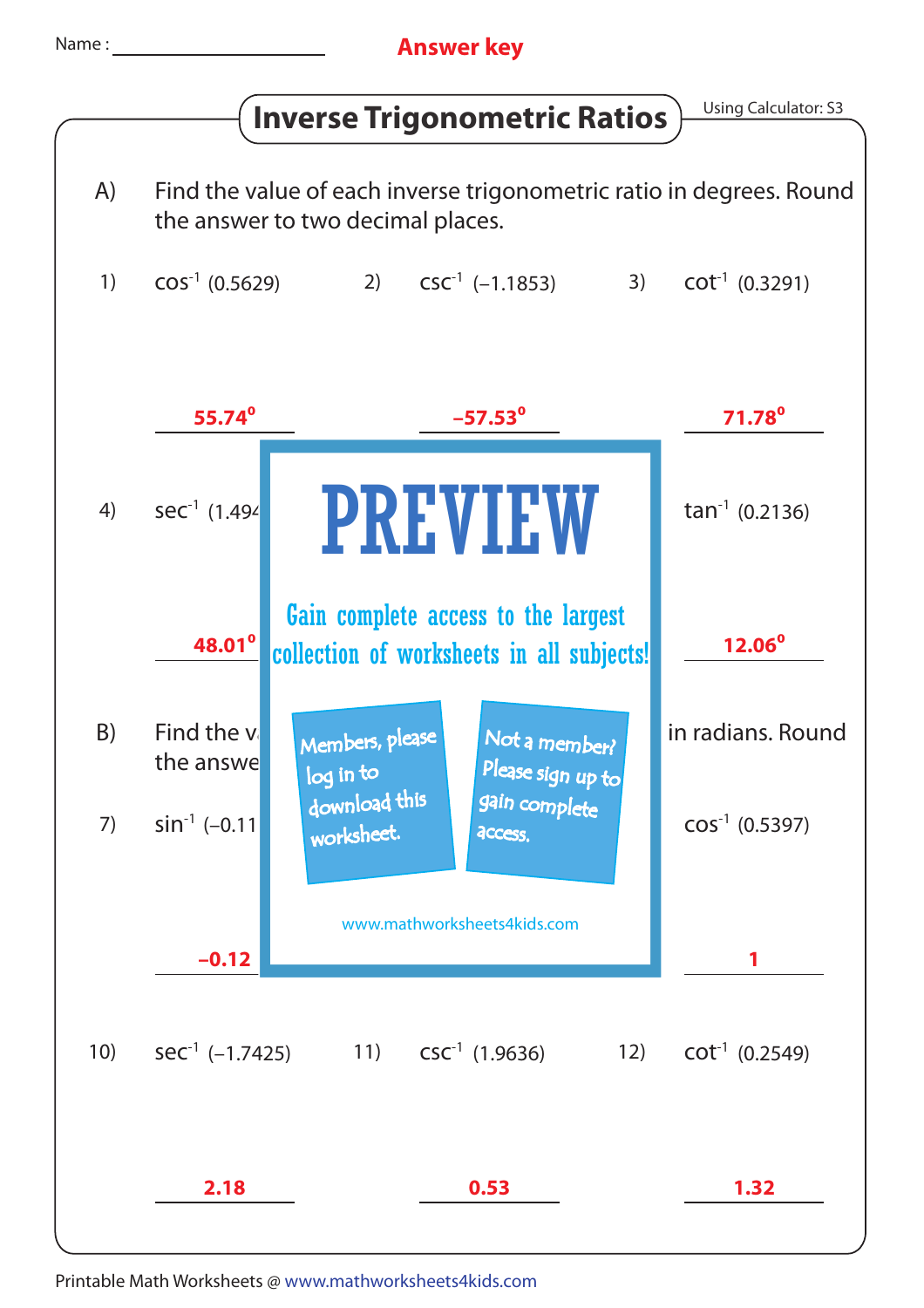Name : ____________________

**Answer key**

# Inverse Trigonometric Ratios

Using Calculator: S3

A) Find the value of each inverse trigonometric ratio in degrees. Round the answer to two decimal places.

1) $\cos^{-1}(0.5629)$ 

**55.74°**

2) $\csc^{-1}(-1.1853)$

**–57.53°**

3) $\cot^{-1}(0.3291)$

**71.78°**

4) $\sec^{-1}(1.494$

**48.01°**

$\tan^{-1}(0.2136)$

**12.06°**

PREVIEW

Gain complete access to the largest collection of worksheets in all subjects!

Members, please log in to download this worksheet.

Not a member? Please sign up to gain complete access.

www.mathworksheets4kids.com

B) Find the v... in radians. Round the answe...

7) $\sin^{-1}(-0.11$

**–0.12**

$\cos^{-1}(0.5397)$

**1**

10) $\sec^{-1}(-1.7425)$

**2.18**

11) $\csc^{-1}(1.9636)$

**0.53**

12) $\cot^{-1}(0.2549)$

**1.32**